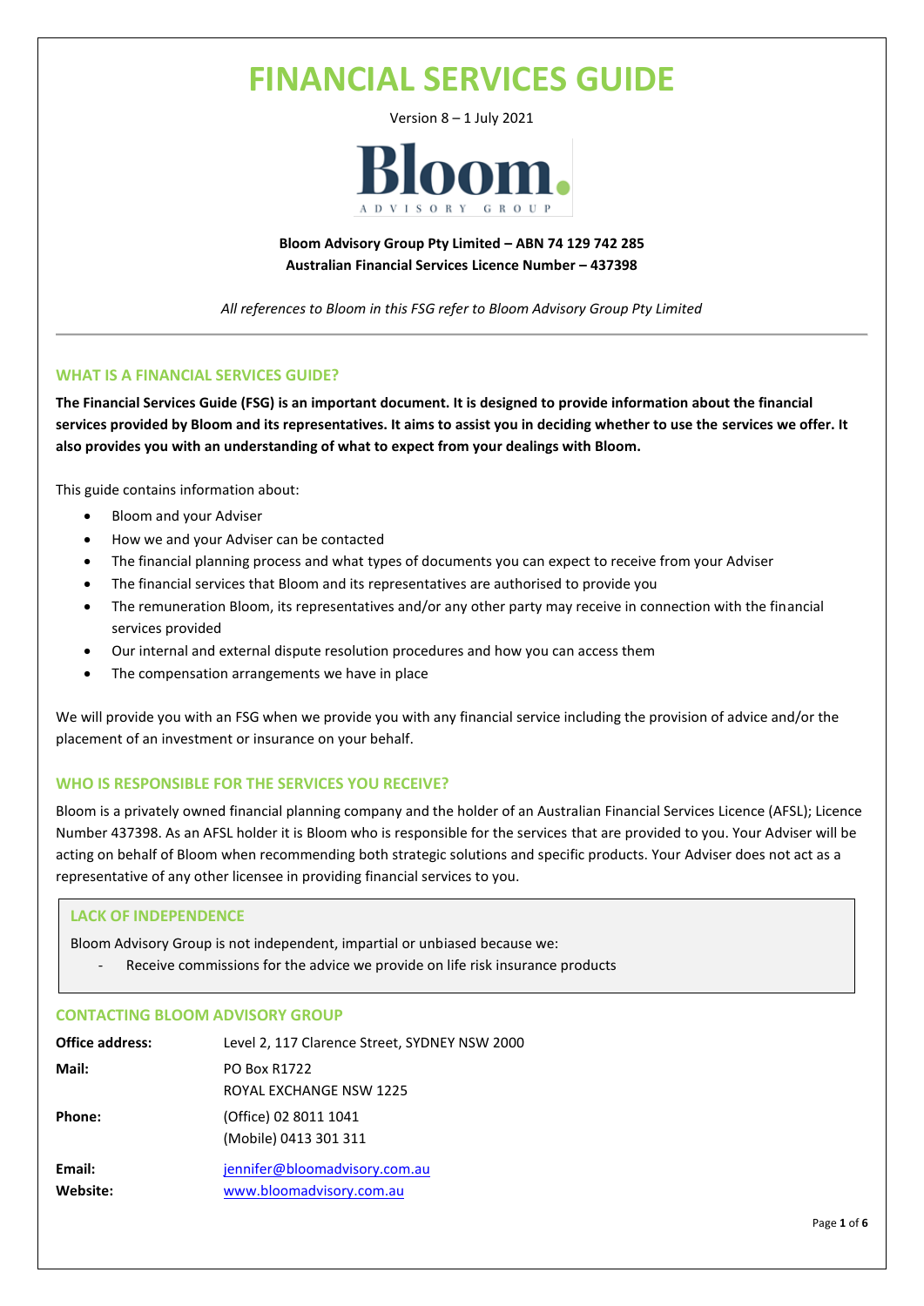# FINANCIAL SERVICES GUIDE

Version 8 – 1 July 2021

Bloom. ADVISORY GROUP

**Bloom Advisory Group Pty Limited – ABN 74 129 742 285**
**Australian Financial Services Licence Number – 437398**

*All references to Bloom in this FSG refer to Bloom Advisory Group Pty Limited*

---

## WHAT IS A FINANCIAL SERVICES GUIDE?

**The Financial Services Guide (FSG) is an important document. It is designed to provide information about the financial services provided by Bloom and its representatives. It aims to assist you in deciding whether to use the services we offer. It also provides you with an understanding of what to expect from your dealings with Bloom.**

This guide contains information about:

- Bloom and your Adviser
- How we and your Adviser can be contacted
- The financial planning process and what types of documents you can expect to receive from your Adviser
- The financial services that Bloom and its representatives are authorised to provide you
- The remuneration Bloom, its representatives and/or any other party may receive in connection with the financial services provided
- Our internal and external dispute resolution procedures and how you can access them
- The compensation arrangements we have in place

We will provide you with an FSG when we provide you with any financial service including the provision of advice and/or the placement of an investment or insurance on your behalf.

## WHO IS RESPONSIBLE FOR THE SERVICES YOU RECEIVE?

Bloom is a privately owned financial planning company and the holder of an Australian Financial Services Licence (AFSL); Licence Number 437398. As an AFSL holder it is Bloom who is responsible for the services that are provided to you. Your Adviser will be acting on behalf of Bloom when recommending both strategic solutions and specific products. Your Adviser does not act as a representative of any other licensee in providing financial services to you.

### LACK OF INDEPENDENCE

Bloom Advisory Group is not independent, impartial or unbiased because we:

- Receive commissions for the advice we provide on life risk insurance products

## CONTACTING BLOOM ADVISORY GROUP

| | |
|---|---|
| **Office address:** | Level 2, 117 Clarence Street, SYDNEY NSW 2000 |
| **Mail:** | PO Box R1722<br>ROYAL EXCHANGE NSW 1225 |
| **Phone:** | (Office) 02 8011 1041<br>(Mobile) 0413 301 311 |
| **Email:** | jennifer@bloomadvisory.com.au |
| **Website:** | www.bloomadvisory.com.au |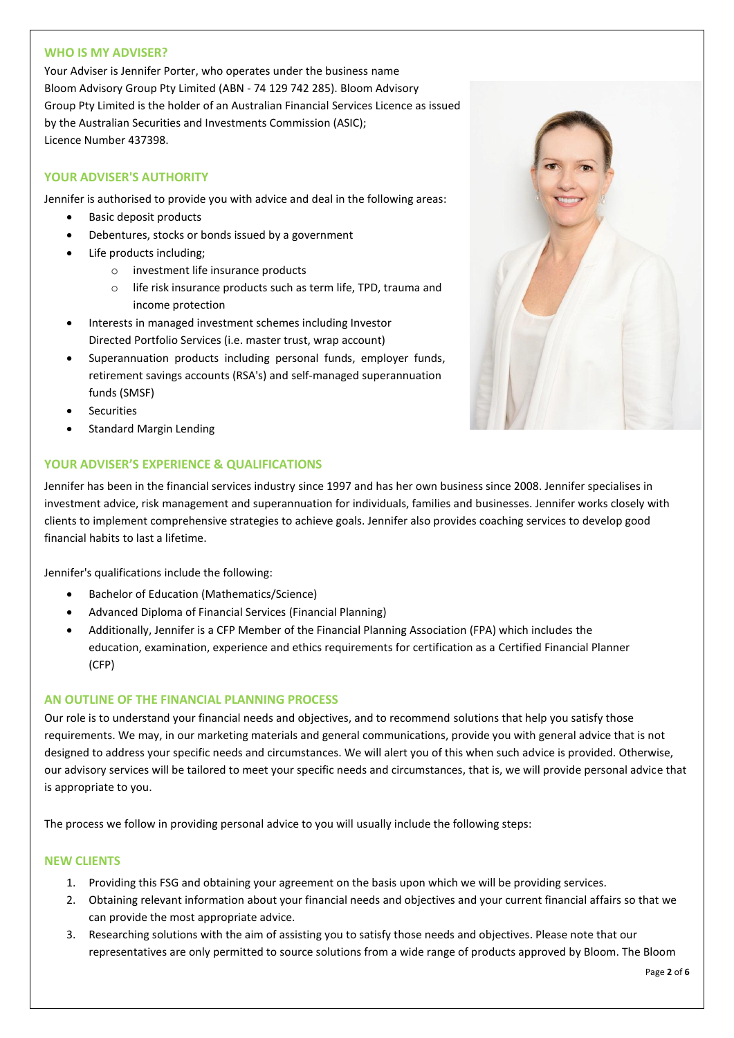## WHO IS MY ADVISER?

Your Adviser is Jennifer Porter, who operates under the business name Bloom Advisory Group Pty Limited (ABN - 74 129 742 285). Bloom Advisory Group Pty Limited is the holder of an Australian Financial Services Licence as issued by the Australian Securities and Investments Commission (ASIC); Licence Number 437398.

## YOUR ADVISER'S AUTHORITY

Jennifer is authorised to provide you with advice and deal in the following areas:

- Basic deposit products
- Debentures, stocks or bonds issued by a government
- Life products including;
  - investment life insurance products
  - life risk insurance products such as term life, TPD, trauma and income protection
- Interests in managed investment schemes including Investor Directed Portfolio Services (i.e. master trust, wrap account)
- Superannuation products including personal funds, employer funds, retirement savings accounts (RSA's) and self-managed superannuation funds (SMSF)
- Securities
- Standard Margin Lending

## YOUR ADVISER'S EXPERIENCE & QUALIFICATIONS

Jennifer has been in the financial services industry since 1997 and has her own business since 2008. Jennifer specialises in investment advice, risk management and superannuation for individuals, families and businesses. Jennifer works closely with clients to implement comprehensive strategies to achieve goals. Jennifer also provides coaching services to develop good financial habits to last a lifetime.

Jennifer's qualifications include the following:

- Bachelor of Education (Mathematics/Science)
- Advanced Diploma of Financial Services (Financial Planning)
- Additionally, Jennifer is a CFP Member of the Financial Planning Association (FPA) which includes the education, examination, experience and ethics requirements for certification as a Certified Financial Planner (CFP)

## AN OUTLINE OF THE FINANCIAL PLANNING PROCESS

Our role is to understand your financial needs and objectives, and to recommend solutions that help you satisfy those requirements. We may, in our marketing materials and general communications, provide you with general advice that is not designed to address your specific needs and circumstances. We will alert you of this when such advice is provided. Otherwise, our advisory services will be tailored to meet your specific needs and circumstances, that is, we will provide personal advice that is appropriate to you.

The process we follow in providing personal advice to you will usually include the following steps:

## NEW CLIENTS

1. Providing this FSG and obtaining your agreement on the basis upon which we will be providing services.
2. Obtaining relevant information about your financial needs and objectives and your current financial affairs so that we can provide the most appropriate advice.
3. Researching solutions with the aim of assisting you to satisfy those needs and objectives. Please note that our representatives are only permitted to source solutions from a wide range of products approved by Bloom. The Bloom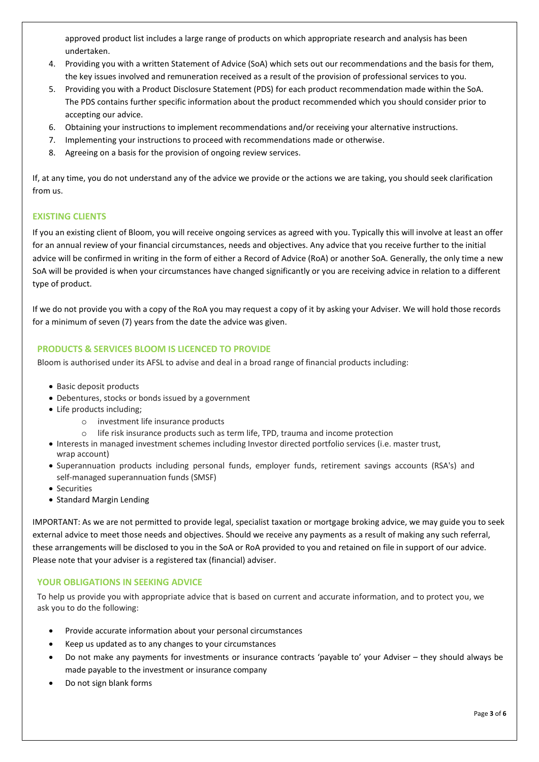approved product list includes a large range of products on which appropriate research and analysis has been undertaken.

4. Providing you with a written Statement of Advice (SoA) which sets out our recommendations and the basis for them, the key issues involved and remuneration received as a result of the provision of professional services to you.
5. Providing you with a Product Disclosure Statement (PDS) for each product recommendation made within the SoA. The PDS contains further specific information about the product recommended which you should consider prior to accepting our advice.
6. Obtaining your instructions to implement recommendations and/or receiving your alternative instructions.
7. Implementing your instructions to proceed with recommendations made or otherwise.
8. Agreeing on a basis for the provision of ongoing review services.

If, at any time, you do not understand any of the advice we provide or the actions we are taking, you should seek clarification from us.

## EXISTING CLIENTS

If you an existing client of Bloom, you will receive ongoing services as agreed with you. Typically this will involve at least an offer for an annual review of your financial circumstances, needs and objectives. Any advice that you receive further to the initial advice will be confirmed in writing in the form of either a Record of Advice (RoA) or another SoA. Generally, the only time a new SoA will be provided is when your circumstances have changed significantly or you are receiving advice in relation to a different type of product.

If we do not provide you with a copy of the RoA you may request a copy of it by asking your Adviser. We will hold those records for a minimum of seven (7) years from the date the advice was given.

## PRODUCTS & SERVICES BLOOM IS LICENCED TO PROVIDE

Bloom is authorised under its AFSL to advise and deal in a broad range of financial products including:

- Basic deposit products
- Debentures, stocks or bonds issued by a government
- Life products including;
  - investment life insurance products
  - life risk insurance products such as term life, TPD, trauma and income protection
- Interests in managed investment schemes including Investor directed portfolio services (i.e. master trust, wrap account)
- Superannuation products including personal funds, employer funds, retirement savings accounts (RSA's) and self-managed superannuation funds (SMSF)
- Securities
- Standard Margin Lending

IMPORTANT: As we are not permitted to provide legal, specialist taxation or mortgage broking advice, we may guide you to seek external advice to meet those needs and objectives. Should we receive any payments as a result of making any such referral, these arrangements will be disclosed to you in the SoA or RoA provided to you and retained on file in support of our advice. Please note that your adviser is a registered tax (financial) adviser.

## YOUR OBLIGATIONS IN SEEKING ADVICE

To help us provide you with appropriate advice that is based on current and accurate information, and to protect you, we ask you to do the following:

- Provide accurate information about your personal circumstances
- Keep us updated as to any changes to your circumstances
- Do not make any payments for investments or insurance contracts 'payable to' your Adviser – they should always be made payable to the investment or insurance company
- Do not sign blank forms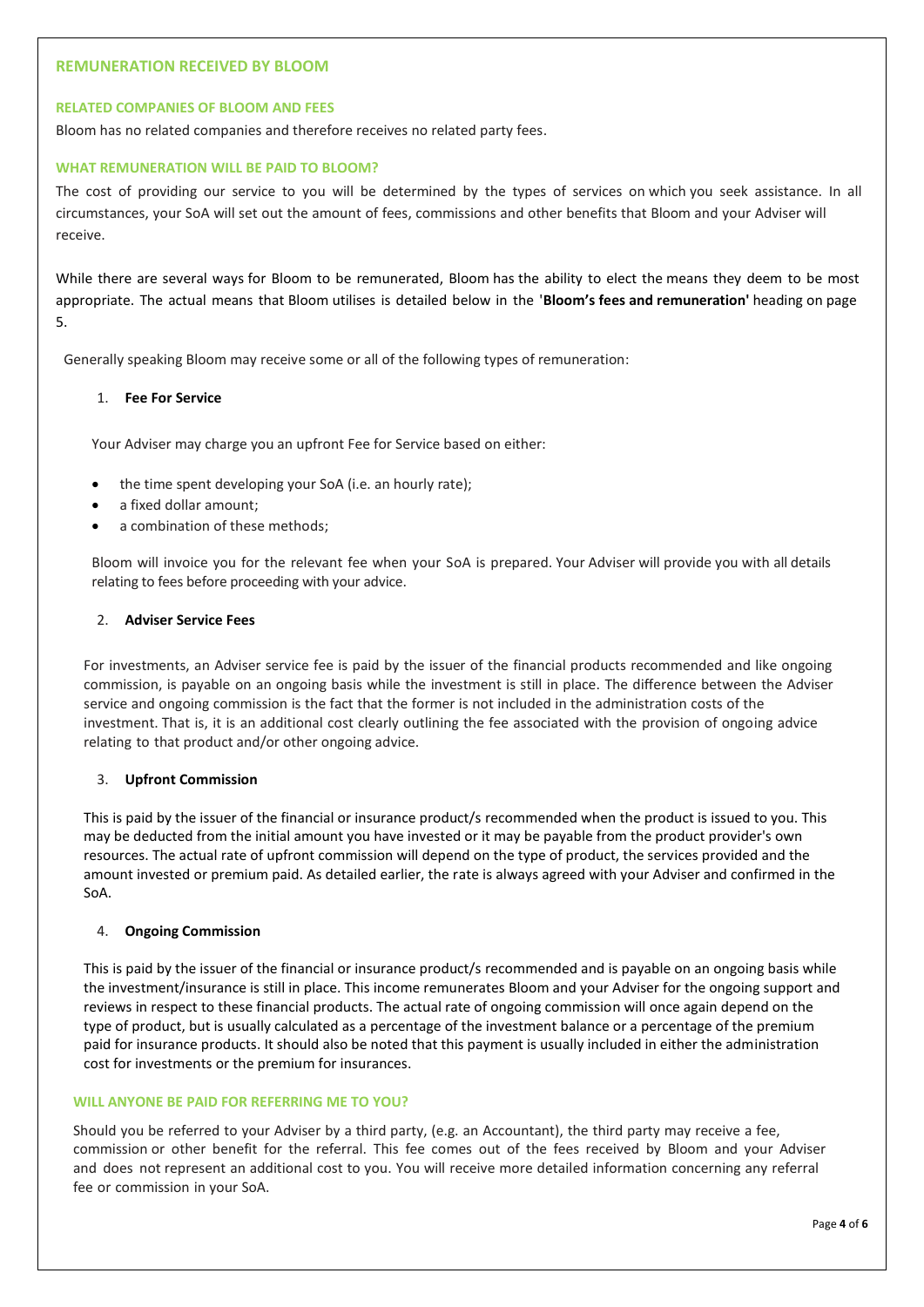## REMUNERATION RECEIVED BY BLOOM

### RELATED COMPANIES OF BLOOM AND FEES

Bloom has no related companies and therefore receives no related party fees.

### WHAT REMUNERATION WILL BE PAID TO BLOOM?

The cost of providing our service to you will be determined by the types of services on which you seek assistance. In all circumstances, your SoA will set out the amount of fees, commissions and other benefits that Bloom and your Adviser will receive.

While there are several ways for Bloom to be remunerated, Bloom has the ability to elect the means they deem to be most appropriate. The actual means that Bloom utilises is detailed below in the '**Bloom's fees and remuneration'** heading on page 5.

Generally speaking Bloom may receive some or all of the following types of remuneration:

1. **Fee For Service**

   Your Adviser may charge you an upfront Fee for Service based on either:

   - the time spent developing your SoA (i.e. an hourly rate);
   - a fixed dollar amount;
   - a combination of these methods;

   Bloom will invoice you for the relevant fee when your SoA is prepared. Your Adviser will provide you with all details relating to fees before proceeding with your advice.

2. **Adviser Service Fees**

   For investments, an Adviser service fee is paid by the issuer of the financial products recommended and like ongoing commission, is payable on an ongoing basis while the investment is still in place. The difference between the Adviser service and ongoing commission is the fact that the former is not included in the administration costs of the investment. That is, it is an additional cost clearly outlining the fee associated with the provision of ongoing advice relating to that product and/or other ongoing advice.

3. **Upfront Commission**

   This is paid by the issuer of the financial or insurance product/s recommended when the product is issued to you. This may be deducted from the initial amount you have invested or it may be payable from the product provider's own resources. The actual rate of upfront commission will depend on the type of product, the services provided and the amount invested or premium paid. As detailed earlier, the rate is always agreed with your Adviser and confirmed in the SoA.

4. **Ongoing Commission**

   This is paid by the issuer of the financial or insurance product/s recommended and is payable on an ongoing basis while the investment/insurance is still in place. This income remunerates Bloom and your Adviser for the ongoing support and reviews in respect to these financial products. The actual rate of ongoing commission will once again depend on the type of product, but is usually calculated as a percentage of the investment balance or a percentage of the premium paid for insurance products. It should also be noted that this payment is usually included in either the administration cost for investments or the premium for insurances.

### WILL ANYONE BE PAID FOR REFERRING ME TO YOU?

Should you be referred to your Adviser by a third party, (e.g. an Accountant), the third party may receive a fee, commission or other benefit for the referral. This fee comes out of the fees received by Bloom and your Adviser and does not represent an additional cost to you. You will receive more detailed information concerning any referral fee or commission in your SoA.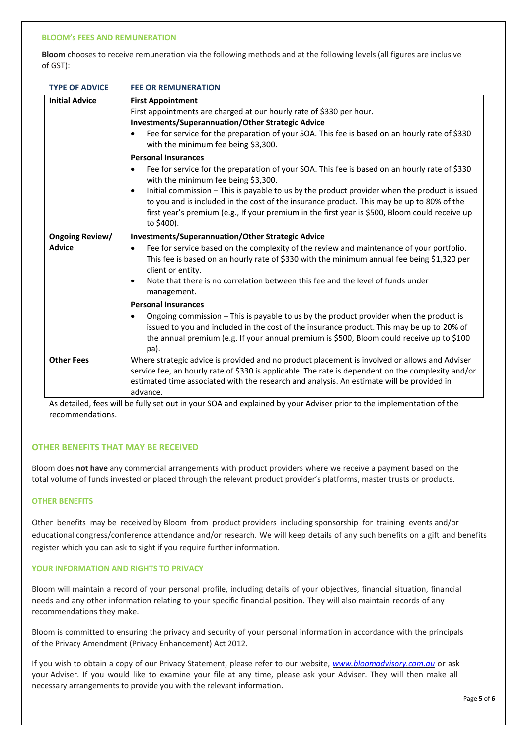## BLOOM's FEES AND REMUNERATION

**Bloom** chooses to receive remuneration via the following methods and at the following levels (all figures are inclusive of GST):

| TYPE OF ADVICE | FEE OR REMUNERATION |
|---|---|
| **Initial Advice** | **First Appointment**<br>First appointments are charged at our hourly rate of $330 per hour.<br>**Investments/Superannuation/Other Strategic Advice**<br>• Fee for service for the preparation of your SOA. This fee is based on an hourly rate of $330 with the minimum fee being $3,300.<br>**Personal Insurances**<br>• Fee for service for the preparation of your SOA. This fee is based on an hourly rate of $330 with the minimum fee being $3,300.<br>• Initial commission – This is payable to us by the product provider when the product is issued to you and is included in the cost of the insurance product. This may be up to 80% of the first year's premium (e.g., If your premium in the first year is $500, Bloom could receive up to $400). |
| **Ongoing Review/ Advice** | **Investments/Superannuation/Other Strategic Advice**<br>• Fee for service based on the complexity of the review and maintenance of your portfolio. This fee is based on an hourly rate of $330 with the minimum annual fee being $1,320 per client or entity.<br>• Note that there is no correlation between this fee and the level of funds under management.<br>**Personal Insurances**<br>• Ongoing commission – This is payable to us by the product provider when the product is issued to you and included in the cost of the insurance product. This may be up to 20% of the annual premium (e.g. If your annual premium is $500, Bloom could receive up to $100 pa). |
| **Other Fees** | Where strategic advice is provided and no product placement is involved or allows and Adviser service fee, an hourly rate of $330 is applicable. The rate is dependent on the complexity and/or estimated time associated with the research and analysis. An estimate will be provided in advance. |

As detailed, fees will be fully set out in your SOA and explained by your Adviser prior to the implementation of the recommendations.

## OTHER BENEFITS THAT MAY BE RECEIVED

Bloom does **not have** any commercial arrangements with product providers where we receive a payment based on the total volume of funds invested or placed through the relevant product provider's platforms, master trusts or products.

### OTHER BENEFITS

Other benefits may be received by Bloom from product providers including sponsorship for training events and/or educational congress/conference attendance and/or research. We will keep details of any such benefits on a gift and benefits register which you can ask to sight if you require further information.

### YOUR INFORMATION AND RIGHTS TO PRIVACY

Bloom will maintain a record of your personal profile, including details of your objectives, financial situation, financial needs and any other information relating to your specific financial position. They will also maintain records of any recommendations they make.

Bloom is committed to ensuring the privacy and security of your personal information in accordance with the principals of the Privacy Amendment (Privacy Enhancement) Act 2012.

If you wish to obtain a copy of our Privacy Statement, please refer to our website, *www.bloomadvisory.com.au* or ask your Adviser. If you would like to examine your file at any time, please ask your Adviser. They will then make all necessary arrangements to provide you with the relevant information.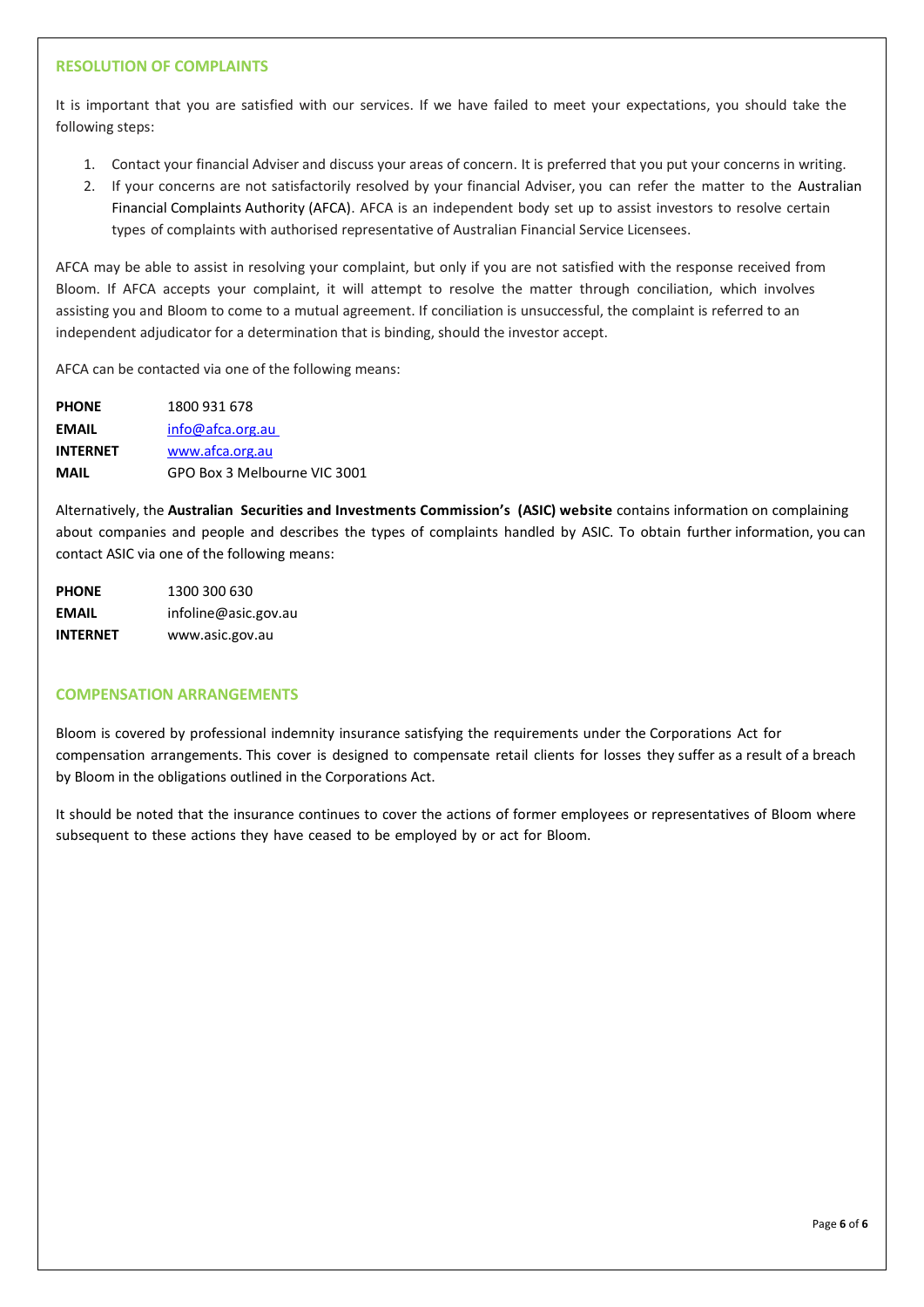## RESOLUTION OF COMPLAINTS

It is important that you are satisfied with our services. If we have failed to meet your expectations, you should take the following steps:

1. Contact your financial Adviser and discuss your areas of concern. It is preferred that you put your concerns in writing.
2. If your concerns are not satisfactorily resolved by your financial Adviser, you can refer the matter to the Australian Financial Complaints Authority (AFCA). AFCA is an independent body set up to assist investors to resolve certain types of complaints with authorised representative of Australian Financial Service Licensees.

AFCA may be able to assist in resolving your complaint, but only if you are not satisfied with the response received from Bloom. If AFCA accepts your complaint, it will attempt to resolve the matter through conciliation, which involves assisting you and Bloom to come to a mutual agreement. If conciliation is unsuccessful, the complaint is referred to an independent adjudicator for a determination that is binding, should the investor accept.

AFCA can be contacted via one of the following means:

| | |
|---|---|
| **PHONE** | 1800 931 678 |
| **EMAIL** | info@afca.org.au |
| **INTERNET** | www.afca.org.au |
| **MAIL** | GPO Box 3 Melbourne VIC 3001 |

Alternatively, the **Australian Securities and Investments Commission's (ASIC) website** contains information on complaining about companies and people and describes the types of complaints handled by ASIC. To obtain further information, you can contact ASIC via one of the following means:

| | |
|---|---|
| **PHONE** | 1300 300 630 |
| **EMAIL** | infoline@asic.gov.au |
| **INTERNET** | www.asic.gov.au |

## COMPENSATION ARRANGEMENTS

Bloom is covered by professional indemnity insurance satisfying the requirements under the Corporations Act for compensation arrangements. This cover is designed to compensate retail clients for losses they suffer as a result of a breach by Bloom in the obligations outlined in the Corporations Act.

It should be noted that the insurance continues to cover the actions of former employees or representatives of Bloom where subsequent to these actions they have ceased to be employed by or act for Bloom.